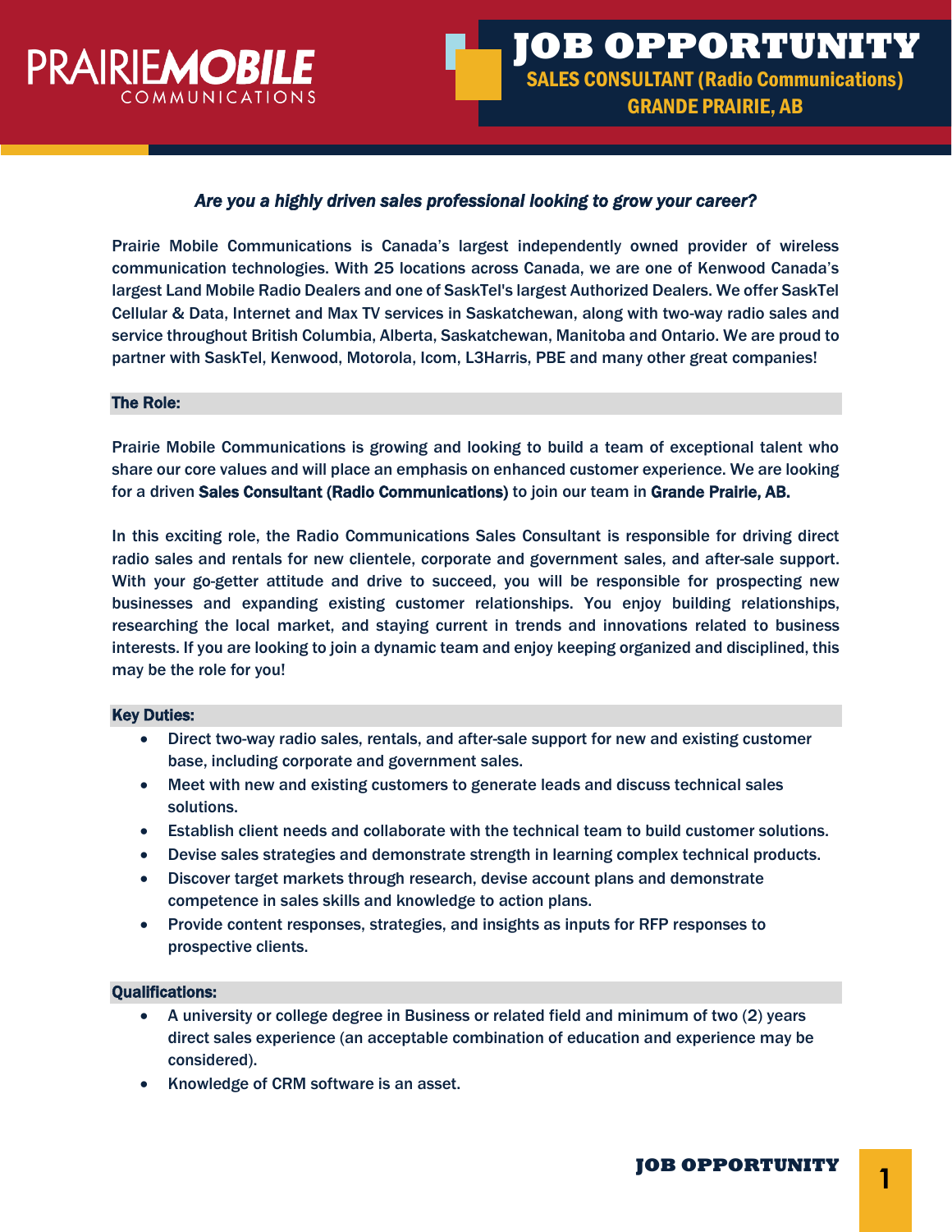# PRAIRIEMOBILE COMMUNICATIONS

# JOB OPPORTUNITY

## SALES CONSULTANT (Radio Communications)

## GRANDE PRAIRIE, AB

***Are you a highly driven sales professional looking to grow your career?***

Prairie Mobile Communications is Canada's largest independently owned provider of wireless communication technologies. With 25 locations across Canada, we are one of Kenwood Canada's largest Land Mobile Radio Dealers and one of SaskTel's largest Authorized Dealers. We offer SaskTel Cellular & Data, Internet and Max TV services in Saskatchewan, along with two-way radio sales and service throughout British Columbia, Alberta, Saskatchewan, Manitoba and Ontario. We are proud to partner with SaskTel, Kenwood, Motorola, Icom, L3Harris, PBE and many other great companies!

### The Role:

Prairie Mobile Communications is growing and looking to build a team of exceptional talent who share our core values and will place an emphasis on enhanced customer experience. We are looking for a driven **Sales Consultant (Radio Communications)** to join our team in **Grande Prairie, AB.**

In this exciting role, the Radio Communications Sales Consultant is responsible for driving direct radio sales and rentals for new clientele, corporate and government sales, and after-sale support. With your go-getter attitude and drive to succeed, you will be responsible for prospecting new businesses and expanding existing customer relationships. You enjoy building relationships, researching the local market, and staying current in trends and innovations related to business interests. If you are looking to join a dynamic team and enjoy keeping organized and disciplined, this may be the role for you!

### Key Duties:

- Direct two-way radio sales, rentals, and after-sale support for new and existing customer base, including corporate and government sales.
- Meet with new and existing customers to generate leads and discuss technical sales solutions.
- Establish client needs and collaborate with the technical team to build customer solutions.
- Devise sales strategies and demonstrate strength in learning complex technical products.
- Discover target markets through research, devise account plans and demonstrate competence in sales skills and knowledge to action plans.
- Provide content responses, strategies, and insights as inputs for RFP responses to prospective clients.

### Qualifications:

- A university or college degree in Business or related field and minimum of two (2) years direct sales experience (an acceptable combination of education and experience may be considered).
- Knowledge of CRM software is an asset.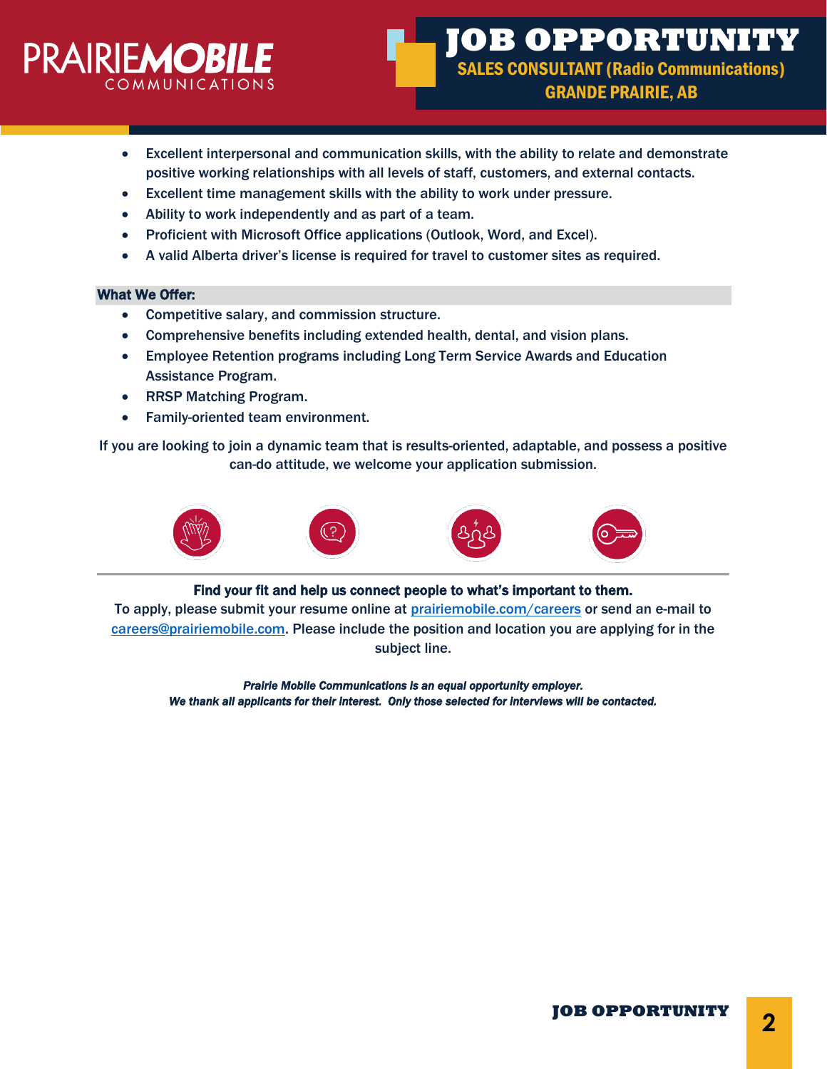# JOB OPPORTUNITY

## SALES CONSULTANT (Radio Communications)
## GRANDE PRAIRIE, AB

- Excellent interpersonal and communication skills, with the ability to relate and demonstrate positive working relationships with all levels of staff, customers, and external contacts.
- Excellent time management skills with the ability to work under pressure.
- Ability to work independently and as part of a team.
- Proficient with Microsoft Office applications (Outlook, Word, and Excel).
- A valid Alberta driver's license is required for travel to customer sites as required.

**What We Offer:**

- Competitive salary, and commission structure.
- Comprehensive benefits including extended health, dental, and vision plans.
- Employee Retention programs including Long Term Service Awards and Education Assistance Program.
- RRSP Matching Program.
- Family-oriented team environment.

If you are looking to join a dynamic team that is results-oriented, adaptable, and possess a positive can-do attitude, we welcome your application submission.

**Find your fit and help us connect people to what's important to them.**

To apply, please submit your resume online at prairiemobile.com/careers or send an e-mail to careers@prairiemobile.com. Please include the position and location you are applying for in the subject line.

***Prairie Mobile Communications is an equal opportunity employer.***
***We thank all applicants for their interest. Only those selected for interviews will be contacted.***